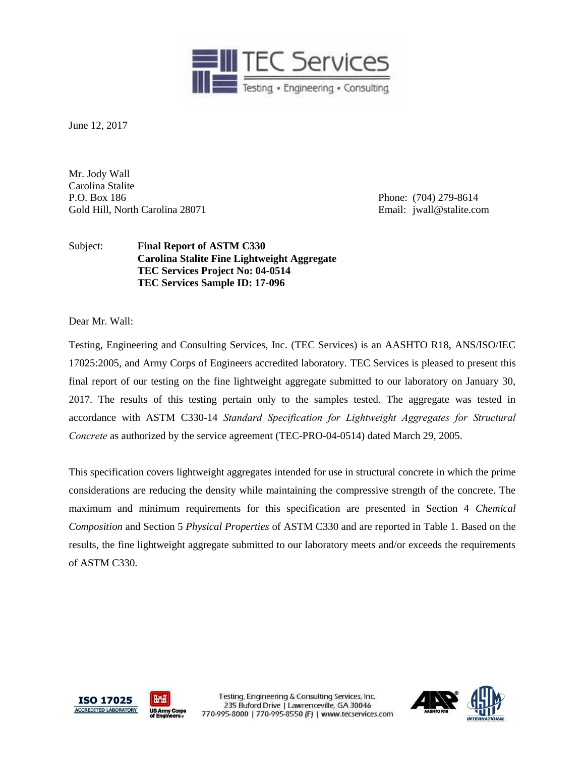June 12, 2017

Mr. Jody Wall
Carolina Stalite
P.O. Box 186
Gold Hill, North Carolina 28071

Phone: (704) 279-8614
Email: jwall@stalite.com

Subject: **Final Report of ASTM C330**
**Carolina Stalite Fine Lightweight Aggregate**
**TEC Services Project No: 04-0514**
**TEC Services Sample ID: 17-096**

Dear Mr. Wall:

Testing, Engineering and Consulting Services, Inc. (TEC Services) is an AASHTO R18, ANS/ISO/IEC 17025:2005, and Army Corps of Engineers accredited laboratory. TEC Services is pleased to present this final report of our testing on the fine lightweight aggregate submitted to our laboratory on January 30, 2017. The results of this testing pertain only to the samples tested. The aggregate was tested in accordance with ASTM C330-14 *Standard Specification for Lightweight Aggregates for Structural Concrete* as authorized by the service agreement (TEC-PRO-04-0514) dated March 29, 2005.

This specification covers lightweight aggregates intended for use in structural concrete in which the prime considerations are reducing the density while maintaining the compressive strength of the concrete. The maximum and minimum requirements for this specification are presented in Section 4 *Chemical Composition* and Section 5 *Physical Properties* of ASTM C330 and are reported in Table 1. Based on the results, the fine lightweight aggregate submitted to our laboratory meets and/or exceeds the requirements of ASTM C330.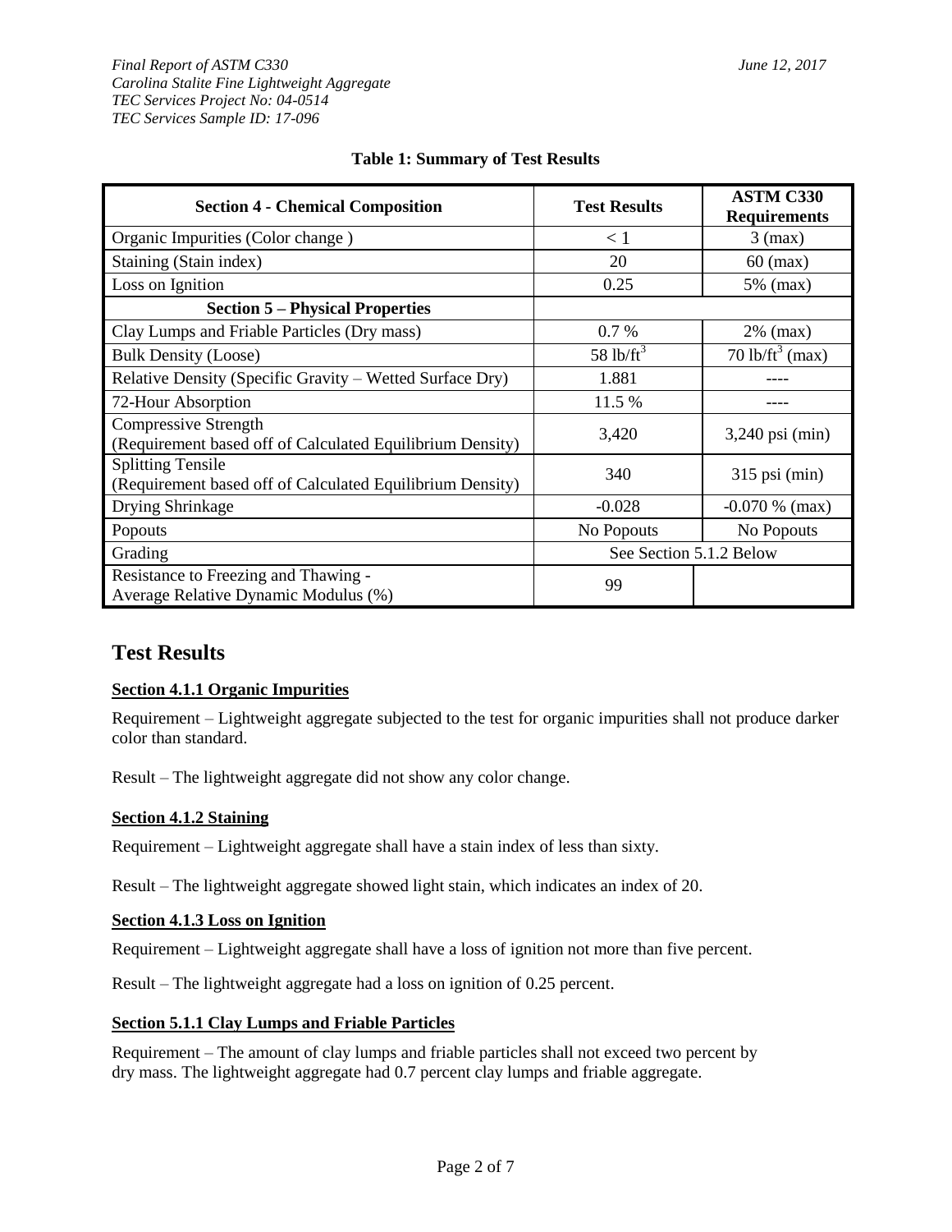*Final Report of ASTM C330*
*Carolina Stalite Fine Lightweight Aggregate*
*TEC Services Project No: 04-0514*
*TEC Services Sample ID: 17-096*

*June 12, 2017*

**Table 1: Summary of Test Results**

| **Section 4 - Chemical Composition** | **Test Results** | **ASTM C330 Requirements** |
|---|---|---|
| Organic Impurities (Color change ) | < 1 | 3 (max) |
| Staining (Stain index) | 20 | 60 (max) |
| Loss on Ignition | 0.25 | 5% (max) |
| **Section 5 – Physical Properties** | | |
| Clay Lumps and Friable Particles (Dry mass) | 0.7 % | 2% (max) |
| Bulk Density (Loose) | 58 $lb/ft^3$ | 70 $lb/ft^3$ (max) |
| Relative Density (Specific Gravity – Wetted Surface Dry) | 1.881 | ---- |
| 72-Hour Absorption | 11.5 % | ---- |
| Compressive Strength (Requirement based off of Calculated Equilibrium Density) | 3,420 | 3,240 psi (min) |
| Splitting Tensile (Requirement based off of Calculated Equilibrium Density) | 340 | 315 psi (min) |
| Drying Shrinkage | -0.028 | -0.070 % (max) |
| Popouts | No Popouts | No Popouts |
| Grading | See Section 5.1.2 Below | |
| Resistance to Freezing and Thawing - Average Relative Dynamic Modulus (%) | 99 | |

# Test Results

**Section 4.1.1 Organic Impurities**

Requirement – Lightweight aggregate subjected to the test for organic impurities shall not produce darker color than standard.

Result – The lightweight aggregate did not show any color change.

**Section 4.1.2 Staining**

Requirement – Lightweight aggregate shall have a stain index of less than sixty.

Result – The lightweight aggregate showed light stain, which indicates an index of 20.

**Section 4.1.3 Loss on Ignition**

Requirement – Lightweight aggregate shall have a loss of ignition not more than five percent.

Result – The lightweight aggregate had a loss on ignition of 0.25 percent.

**Section 5.1.1 Clay Lumps and Friable Particles**

Requirement – The amount of clay lumps and friable particles shall not exceed two percent by dry mass. The lightweight aggregate had 0.7 percent clay lumps and friable aggregate.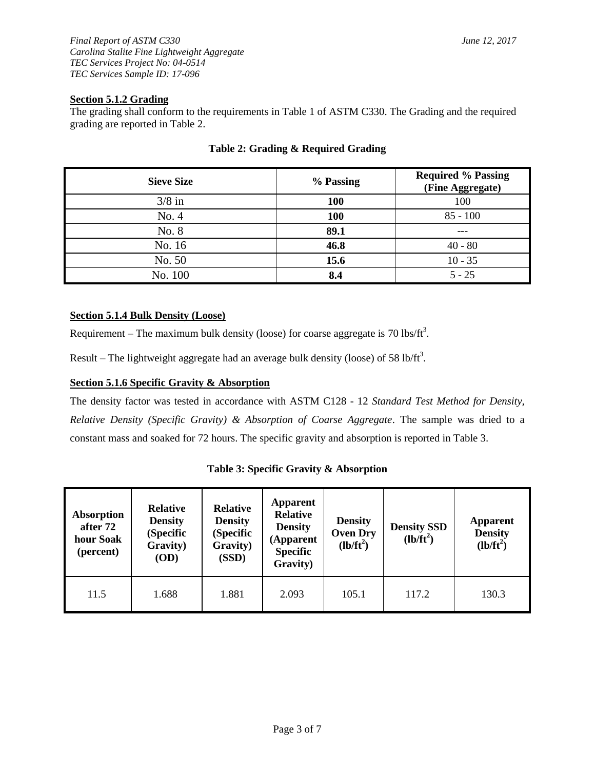#### Section 5.1.2 Grading

The grading shall conform to the requirements in Table 1 of ASTM C330. The Grading and the required grading are reported in Table 2.

**Table 2: Grading & Required Grading**

| Sieve Size | % Passing | Required % Passing (Fine Aggregate) |
|---|---|---|
| 3/8 in | **100** | 100 |
| No. 4 | **100** | 85 - 100 |
| No. 8 | **89.1** | --- |
| No. 16 | **46.8** | 40 - 80 |
| No. 50 | **15.6** | 10 - 35 |
| No. 100 | **8.4** | 5 - 25 |

#### Section 5.1.4 Bulk Density (Loose)

Requirement – The maximum bulk density (loose) for coarse aggregate is 70 lbs/ft$^3$.

Result – The lightweight aggregate had an average bulk density (loose) of 58 lb/ft$^3$.

#### Section 5.1.6 Specific Gravity & Absorption

The density factor was tested in accordance with ASTM C128 - 12 *Standard Test Method for Density, Relative Density (Specific Gravity) & Absorption of Coarse Aggregate*. The sample was dried to a constant mass and soaked for 72 hours. The specific gravity and absorption is reported in Table 3.

**Table 3: Specific Gravity & Absorption**

| Absorption after 72 hour Soak (percent) | Relative Density (Specific Gravity) (OD) | Relative Density (Specific Gravity) (SSD) | Apparent Relative Density (Apparent Specific Gravity) | Density Oven Dry (lb/ft$^2$) | Density SSD (lb/ft$^2$) | Apparent Density (lb/ft$^2$) |
|---|---|---|---|---|---|---|
| 11.5 | 1.688 | 1.881 | 2.093 | 105.1 | 117.2 | 130.3 |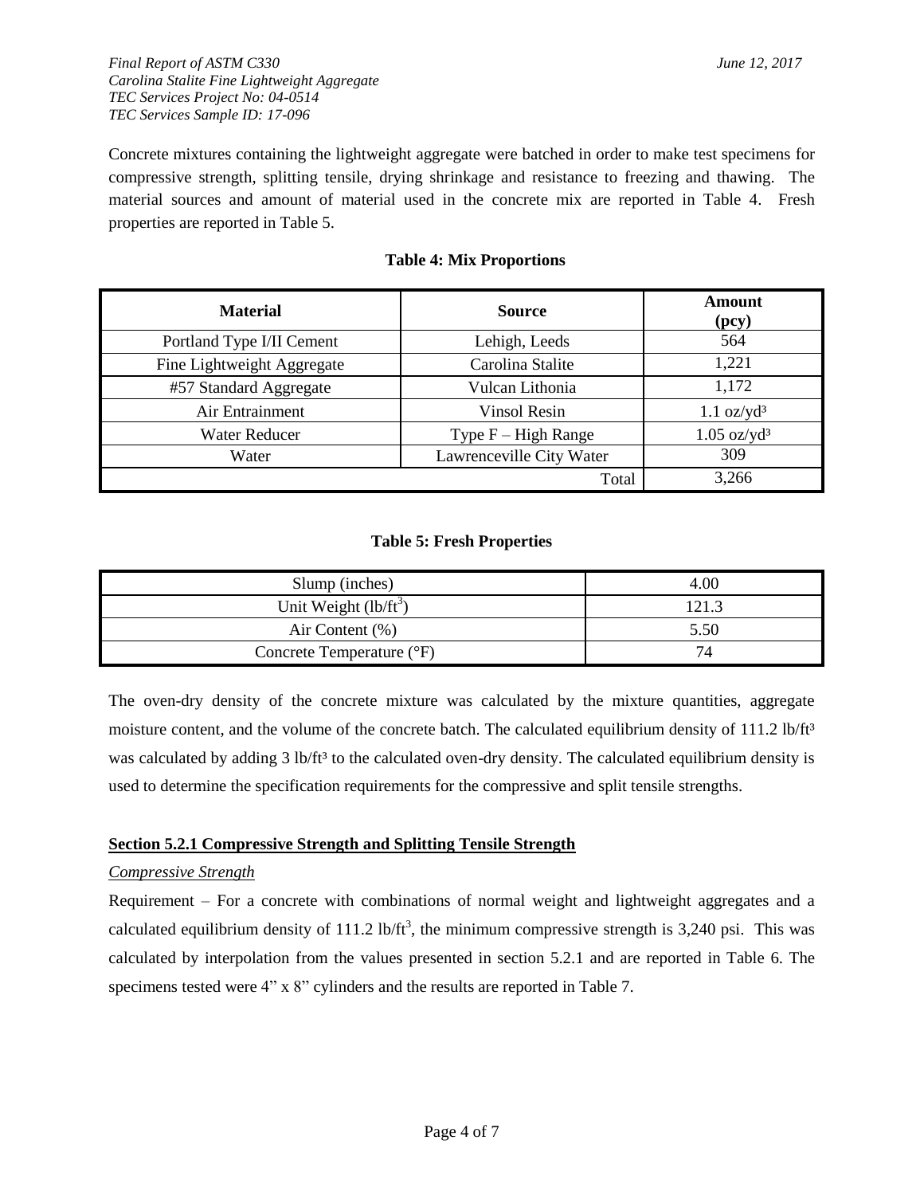Concrete mixtures containing the lightweight aggregate were batched in order to make test specimens for compressive strength, splitting tensile, drying shrinkage and resistance to freezing and thawing. The material sources and amount of material used in the concrete mix are reported in Table 4. Fresh properties are reported in Table 5.

**Table 4: Mix Proportions**

| Material | Source | Amount (pcy) |
|---|---|---|
| Portland Type I/II Cement | Lehigh, Leeds | 564 |
| Fine Lightweight Aggregate | Carolina Stalite | 1,221 |
| #57 Standard Aggregate | Vulcan Lithonia | 1,172 |
| Air Entrainment | Vinsol Resin | 1.1 oz/yd³ |
| Water Reducer | Type F – High Range | 1.05 oz/yd³ |
| Water | Lawrenceville City Water | 309 |
| | Total | 3,266 |

**Table 5: Fresh Properties**

| Property | Value |
|---|---|
| Slump (inches) | 4.00 |
| Unit Weight (lb/ft³) | 121.3 |
| Air Content (%) | 5.50 |
| Concrete Temperature (°F) | 74 |

The oven-dry density of the concrete mixture was calculated by the mixture quantities, aggregate moisture content, and the volume of the concrete batch. The calculated equilibrium density of 111.2 lb/ft³ was calculated by adding 3 lb/ft³ to the calculated oven-dry density. The calculated equilibrium density is used to determine the specification requirements for the compressive and split tensile strengths.

## Section 5.2.1 Compressive Strength and Splitting Tensile Strength

*Compressive Strength*

Requirement – For a concrete with combinations of normal weight and lightweight aggregates and a calculated equilibrium density of 111.2 lb/ft³, the minimum compressive strength is 3,240 psi. This was calculated by interpolation from the values presented in section 5.2.1 and are reported in Table 6. The specimens tested were 4" x 8" cylinders and the results are reported in Table 7.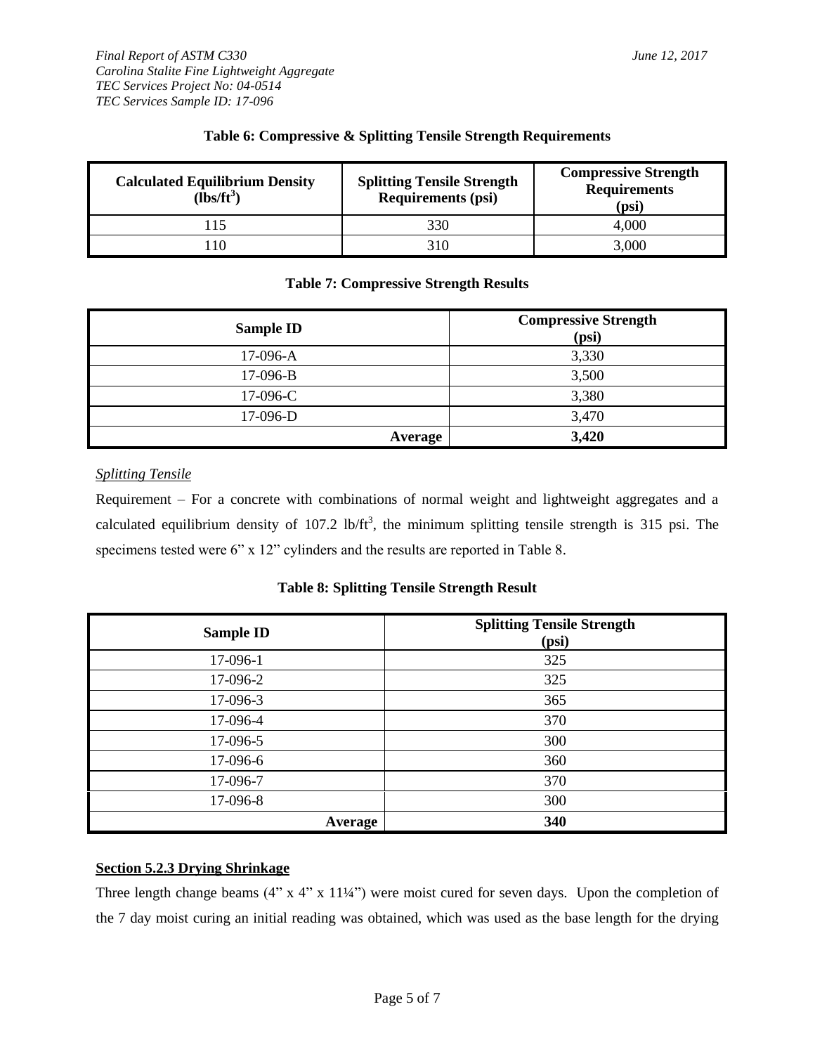**Table 6: Compressive & Splitting Tensile Strength Requirements**

| Calculated Equilibrium Density ($lbs/ft^3$) | Splitting Tensile Strength Requirements (psi) | Compressive Strength Requirements (psi) |
|---|---|---|
| 115 | 330 | 4,000 |
| 110 | 310 | 3,000 |

**Table 7: Compressive Strength Results**

| Sample ID | Compressive Strength (psi) |
|---|---|
| 17-096-A | 3,330 |
| 17-096-B | 3,500 |
| 17-096-C | 3,380 |
| 17-096-D | 3,470 |
| **Average** | **3,420** |

*Splitting Tensile*

Requirement – For a concrete with combinations of normal weight and lightweight aggregates and a calculated equilibrium density of 107.2 $lb/ft^3$, the minimum splitting tensile strength is 315 psi. The specimens tested were 6" x 12" cylinders and the results are reported in Table 8.

**Table 8: Splitting Tensile Strength Result**

| Sample ID | Splitting Tensile Strength (psi) |
|---|---|
| 17-096-1 | 325 |
| 17-096-2 | 325 |
| 17-096-3 | 365 |
| 17-096-4 | 370 |
| 17-096-5 | 300 |
| 17-096-6 | 360 |
| 17-096-7 | 370 |
| 17-096-8 | 300 |
| **Average** | **340** |

**Section 5.2.3 Drying Shrinkage**

Three length change beams (4" x 4" x 11¼") were moist cured for seven days. Upon the completion of the 7 day moist curing an initial reading was obtained, which was used as the base length for the drying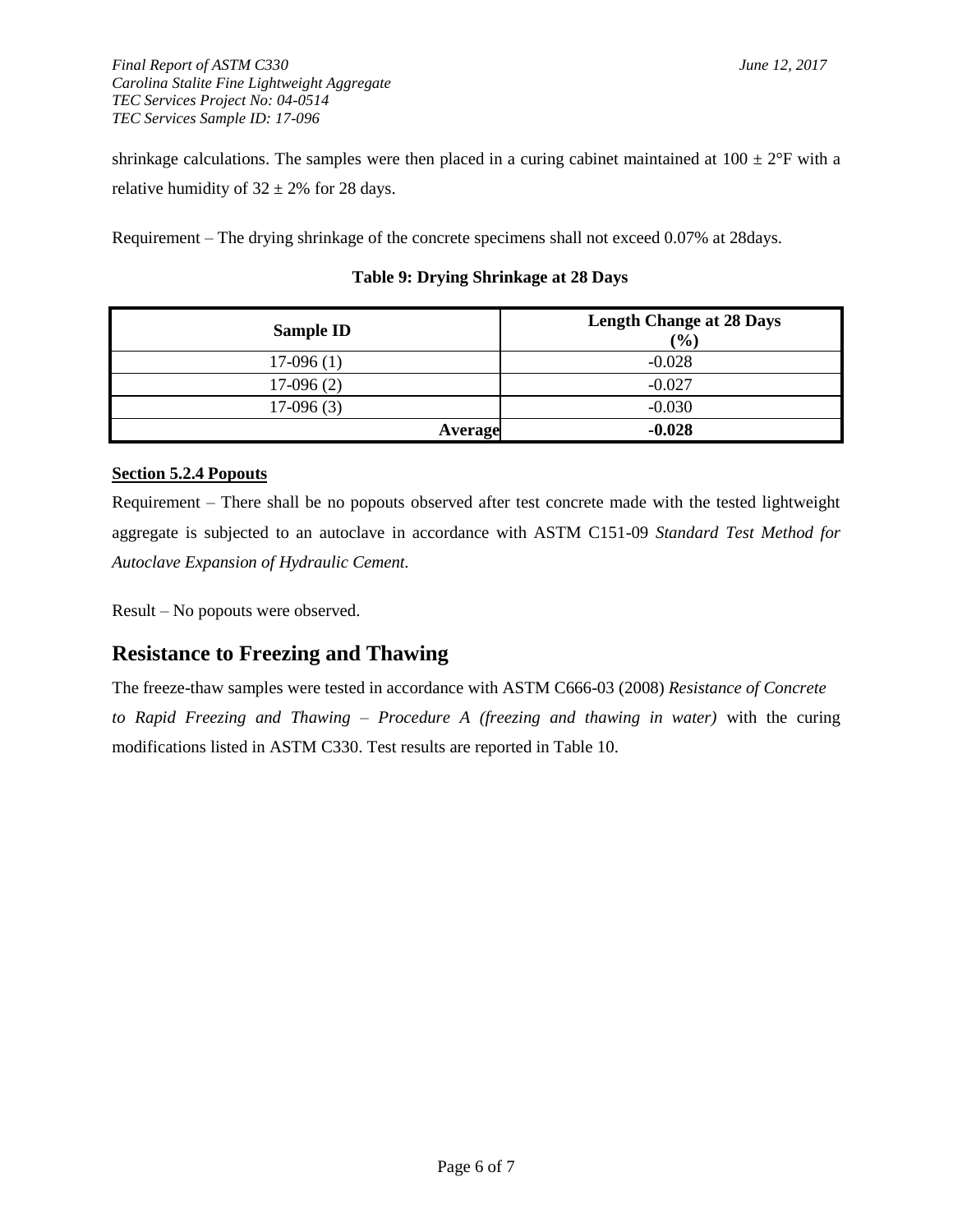shrinkage calculations. The samples were then placed in a curing cabinet maintained at 100 ± 2°F with a relative humidity of 32 ± 2% for 28 days.

Requirement – The drying shrinkage of the concrete specimens shall not exceed 0.07% at 28days.

**Table 9: Drying Shrinkage at 28 Days**

| Sample ID | Length Change at 28 Days (%) |
|---|---|
| 17-096 (1) | -0.028 |
| 17-096 (2) | -0.027 |
| 17-096 (3) | -0.030 |
| **Average** | **-0.028** |

**Section 5.2.4 Popouts**

Requirement – There shall be no popouts observed after test concrete made with the tested lightweight aggregate is subjected to an autoclave in accordance with ASTM C151-09 *Standard Test Method for Autoclave Expansion of Hydraulic Cement.*

Result – No popouts were observed.

## Resistance to Freezing and Thawing

The freeze-thaw samples were tested in accordance with ASTM C666-03 (2008) *Resistance of Concrete to Rapid Freezing and Thawing – Procedure A (freezing and thawing in water)* with the curing modifications listed in ASTM C330. Test results are reported in Table 10.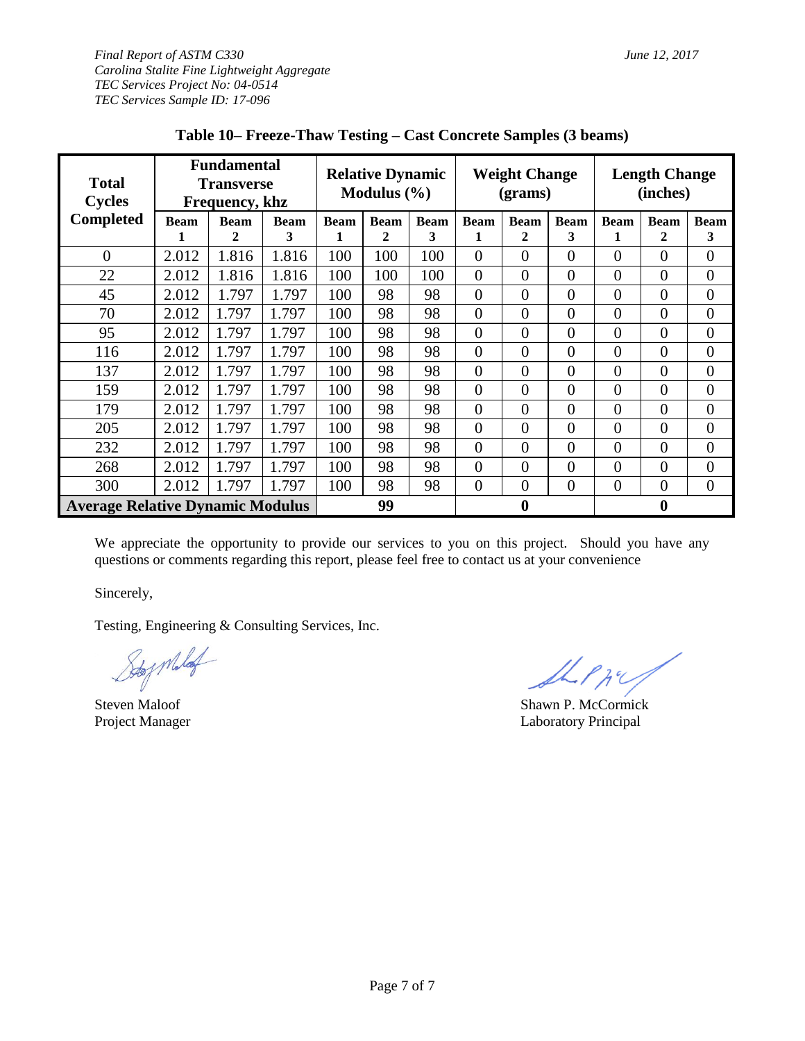*Final Report of ASTM C330*
*Carolina Stalite Fine Lightweight Aggregate*
*TEC Services Project No: 04-0514*
*TEC Services Sample ID: 17-096*

*June 12, 2017*

**Table 10– Freeze-Thaw Testing – Cast Concrete Samples (3 beams)**

| Total Cycles Completed | Fundamental Transverse Frequency, khz | | | Relative Dynamic Modulus (%) | | | Weight Change (grams) | | | Length Change (inches) | | |
|---|---|---|---|---|---|---|---|---|---|---|---|---|
| | Beam 1 | Beam 2 | Beam 3 | Beam 1 | Beam 2 | Beam 3 | Beam 1 | Beam 2 | Beam 3 | Beam 1 | Beam 2 | Beam 3 |
| 0 | 2.012 | 1.816 | 1.816 | 100 | 100 | 100 | 0 | 0 | 0 | 0 | 0 | 0 |
| 22 | 2.012 | 1.816 | 1.816 | 100 | 100 | 100 | 0 | 0 | 0 | 0 | 0 | 0 |
| 45 | 2.012 | 1.797 | 1.797 | 100 | 98 | 98 | 0 | 0 | 0 | 0 | 0 | 0 |
| 70 | 2.012 | 1.797 | 1.797 | 100 | 98 | 98 | 0 | 0 | 0 | 0 | 0 | 0 |
| 95 | 2.012 | 1.797 | 1.797 | 100 | 98 | 98 | 0 | 0 | 0 | 0 | 0 | 0 |
| 116 | 2.012 | 1.797 | 1.797 | 100 | 98 | 98 | 0 | 0 | 0 | 0 | 0 | 0 |
| 137 | 2.012 | 1.797 | 1.797 | 100 | 98 | 98 | 0 | 0 | 0 | 0 | 0 | 0 |
| 159 | 2.012 | 1.797 | 1.797 | 100 | 98 | 98 | 0 | 0 | 0 | 0 | 0 | 0 |
| 179 | 2.012 | 1.797 | 1.797 | 100 | 98 | 98 | 0 | 0 | 0 | 0 | 0 | 0 |
| 205 | 2.012 | 1.797 | 1.797 | 100 | 98 | 98 | 0 | 0 | 0 | 0 | 0 | 0 |
| 232 | 2.012 | 1.797 | 1.797 | 100 | 98 | 98 | 0 | 0 | 0 | 0 | 0 | 0 |
| 268 | 2.012 | 1.797 | 1.797 | 100 | 98 | 98 | 0 | 0 | 0 | 0 | 0 | 0 |
| 300 | 2.012 | 1.797 | 1.797 | 100 | 98 | 98 | 0 | 0 | 0 | 0 | 0 | 0 |
| **Average Relative Dynamic Modulus** | | | | | **99** | | | **0** | | | **0** | |

We appreciate the opportunity to provide our services to you on this project. Should you have any questions or comments regarding this report, please feel free to contact us at your convenience

Sincerely,

Testing, Engineering & Consulting Services, Inc.

Steven Maloof
Project Manager

Shawn P. McCormick
Laboratory Principal